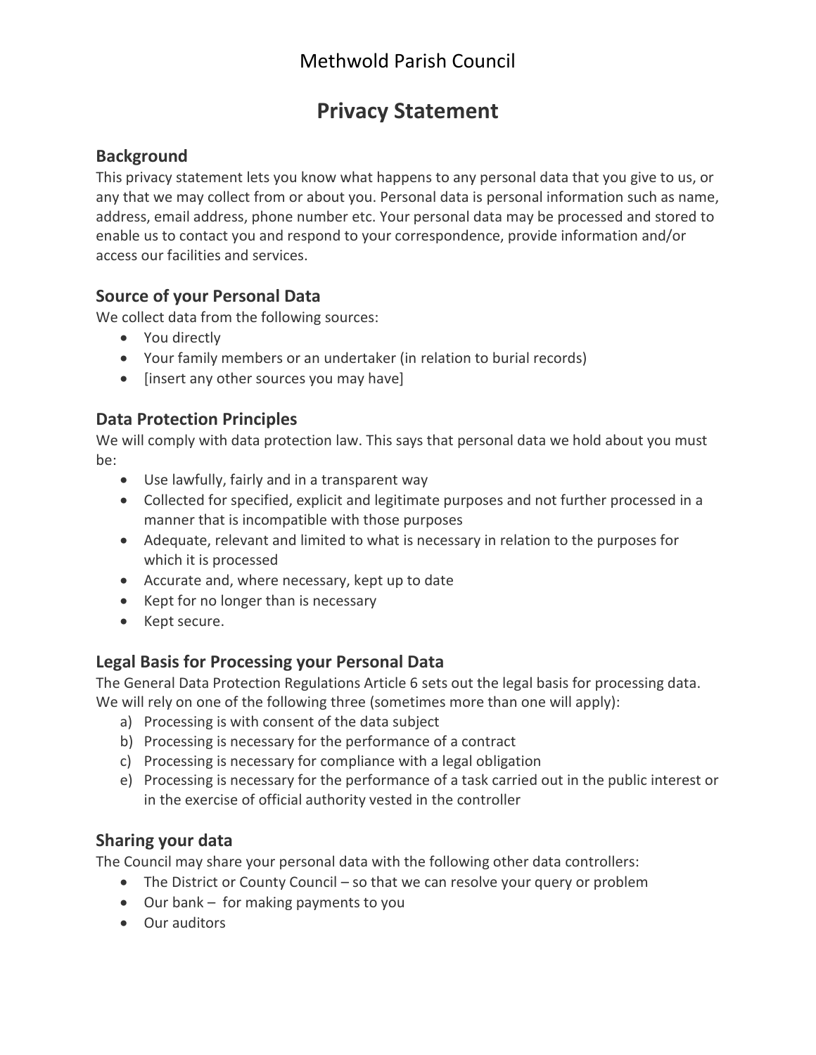Methwold Parish Council

# Privacy Statement

## Background

This privacy statement lets you know what happens to any personal data that you give to us, or any that we may collect from or about you. Personal data is personal information such as name, address, email address, phone number etc. Your personal data may be processed and stored to enable us to contact you and respond to your correspondence, provide information and/or access our facilities and services.

## Source of your Personal Data

We collect data from the following sources:

- You directly
- Your family members or an undertaker (in relation to burial records)
- [insert any other sources you may have]

## Data Protection Principles

We will comply with data protection law. This says that personal data we hold about you must be:

- Use lawfully, fairly and in a transparent way
- Collected for specified, explicit and legitimate purposes and not further processed in a manner that is incompatible with those purposes
- Adequate, relevant and limited to what is necessary in relation to the purposes for which it is processed
- Accurate and, where necessary, kept up to date
- Kept for no longer than is necessary
- Kept secure.

## Legal Basis for Processing your Personal Data

The General Data Protection Regulations Article 6 sets out the legal basis for processing data. We will rely on one of the following three (sometimes more than one will apply):

a) Processing is with consent of the data subject
b) Processing is necessary for the performance of a contract
c) Processing is necessary for compliance with a legal obligation
e) Processing is necessary for the performance of a task carried out in the public interest or in the exercise of official authority vested in the controller

## Sharing your data

The Council may share your personal data with the following other data controllers:

- The District or County Council – so that we can resolve your query or problem
- Our bank – for making payments to you
- Our auditors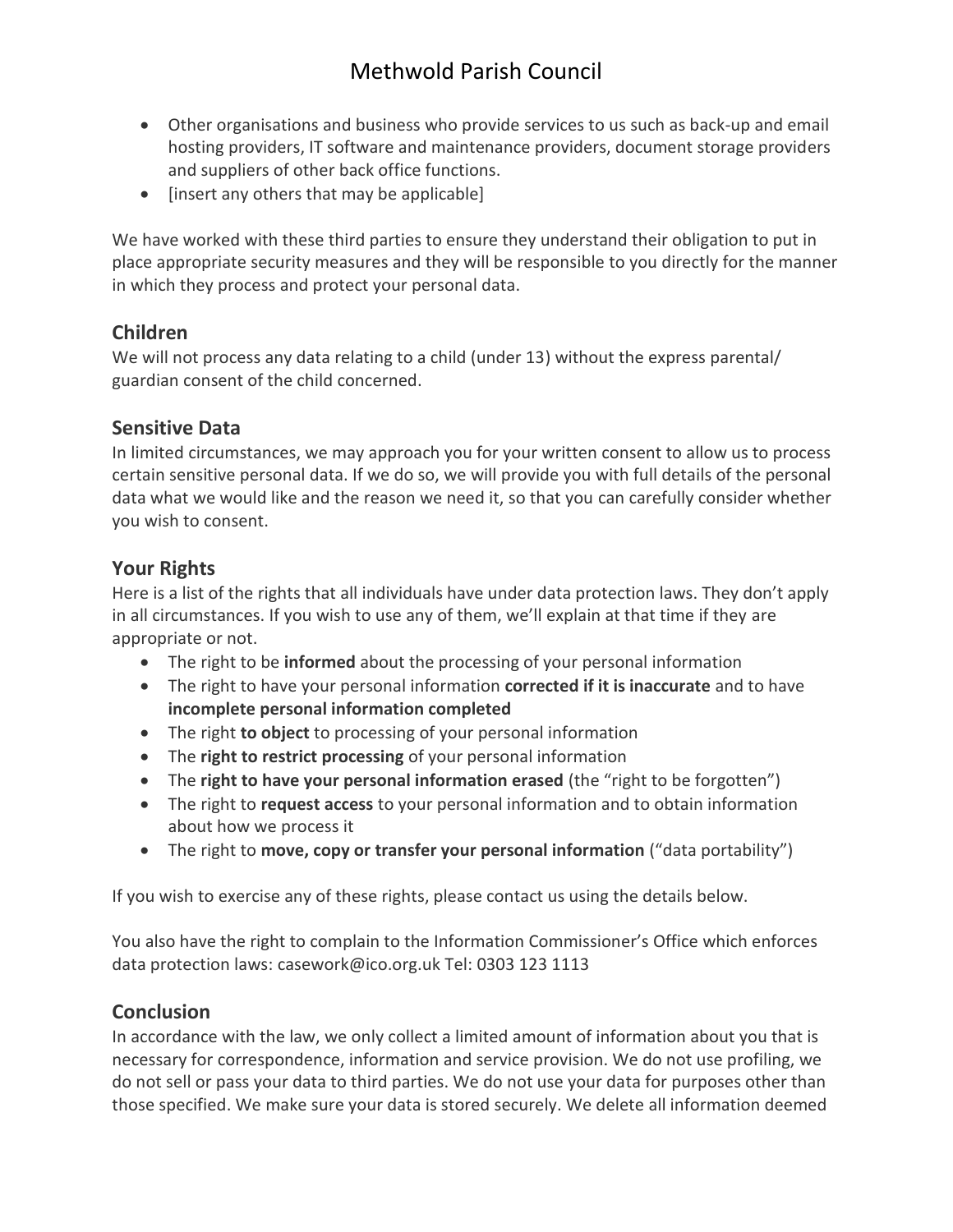- Other organisations and business who provide services to us such as back-up and email hosting providers, IT software and maintenance providers, document storage providers and suppliers of other back office functions.
- [insert any others that may be applicable]

We have worked with these third parties to ensure they understand their obligation to put in place appropriate security measures and they will be responsible to you directly for the manner in which they process and protect your personal data.

## Children

We will not process any data relating to a child (under 13) without the express parental/ guardian consent of the child concerned.

## Sensitive Data

In limited circumstances, we may approach you for your written consent to allow us to process certain sensitive personal data. If we do so, we will provide you with full details of the personal data what we would like and the reason we need it, so that you can carefully consider whether you wish to consent.

## Your Rights

Here is a list of the rights that all individuals have under data protection laws. They don't apply in all circumstances. If you wish to use any of them, we'll explain at that time if they are appropriate or not.

- The right to be **informed** about the processing of your personal information
- The right to have your personal information **corrected if it is inaccurate** and to have **incomplete personal information completed**
- The right **to object** to processing of your personal information
- The **right to restrict processing** of your personal information
- The **right to have your personal information erased** (the "right to be forgotten")
- The right to **request access** to your personal information and to obtain information about how we process it
- The right to **move, copy or transfer your personal information** ("data portability")

If you wish to exercise any of these rights, please contact us using the details below.

You also have the right to complain to the Information Commissioner's Office which enforces data protection laws: casework@ico.org.uk Tel: 0303 123 1113

## Conclusion

In accordance with the law, we only collect a limited amount of information about you that is necessary for correspondence, information and service provision. We do not use profiling, we do not sell or pass your data to third parties. We do not use your data for purposes other than those specified. We make sure your data is stored securely. We delete all information deemed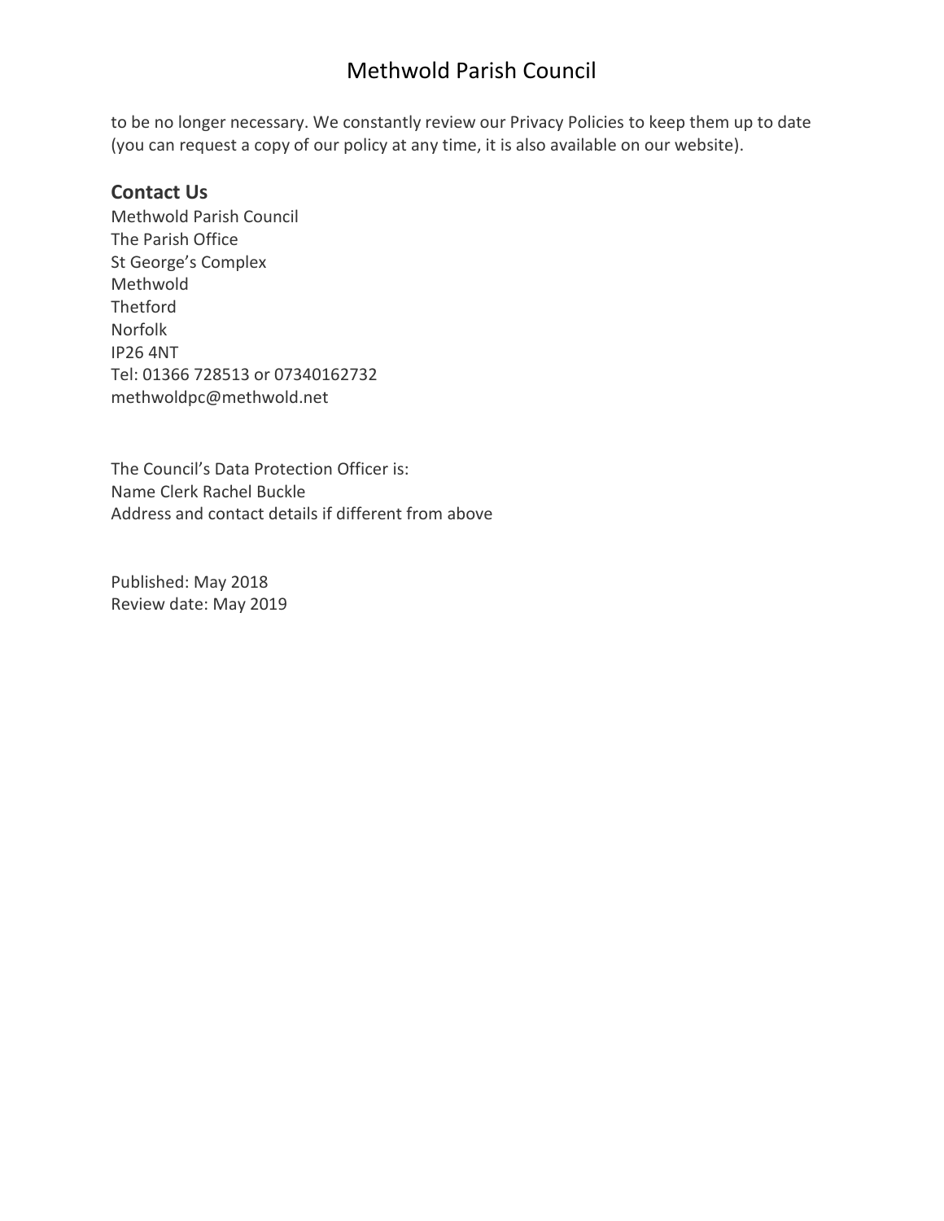to be no longer necessary. We constantly review our Privacy Policies to keep them up to date (you can request a copy of our policy at any time, it is also available on our website).

## Contact Us

Methwold Parish Council
The Parish Office
St George's Complex
Methwold
Thetford
Norfolk
IP26 4NT
Tel: 01366 728513 or 07340162732
methwoldpc@methwold.net

The Council's Data Protection Officer is:
Name Clerk Rachel Buckle
Address and contact details if different from above

Published: May 2018
Review date: May 2019